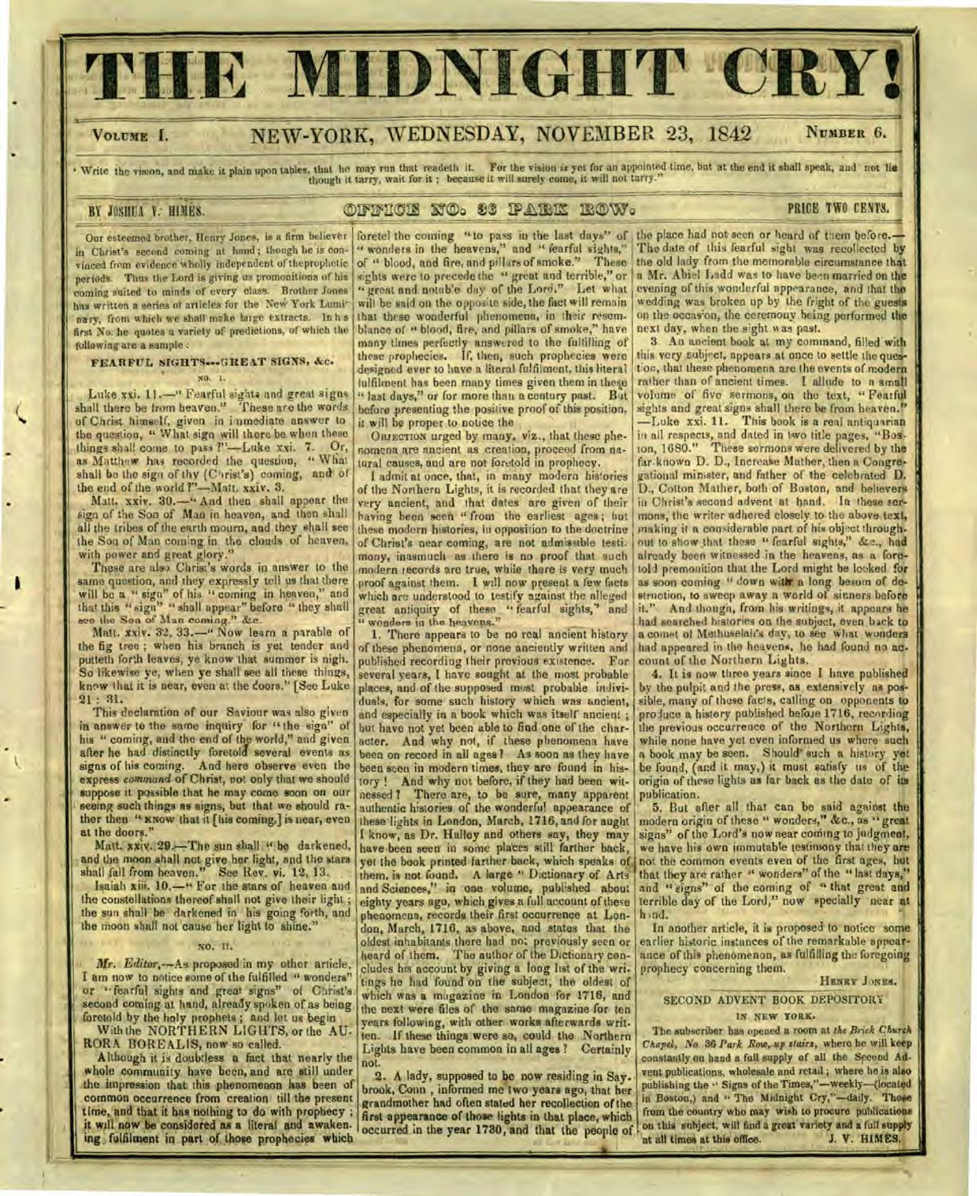# THE MIDNIGHT CRY!

VOLUME I. NEW-YORK, WEDNESDAY, NOVEMBER 23, 1842 NUMBER 6.

"Write the vision, and make it plain upon tables, that he may run that readeth it. For the vision is yet for an appointed time, but at the end it shall speak, and not lie though it tarry, wait for it; because it will surely come, it will not tarry."

BY JOSHUA V. HIMES. OFFICE NO. 36 PARK ROW. PRICE TWO CENTS.

Our esteemed brother, Henry Jones, is a firm believer in Christ's second coming at hand; though he is convinced from evidence wholly independent of the prophetic periods. Thus the Lord is giving us premonitions of his coming suited to minds of every class. Brother Jones has written a series of articles for the New York Luminary, from which we shall make large extracts. In his first No. he quotes a variety of predictions, of which the following are a sample:

### FEARFUL SIGHTS---GREAT SIGNS, &c.

NO. I.

Luke xxi. 11.—"Fearful sights and great signs shall there be from heaven." These are the words of Christ himself, given in immediate answer to the question, "What sign will there be when these things shall come to pass?"—Luke xxi. 7. Or, as Matthew has recorded the question, "What shall be the sign of thy (Christ's) coming, and of the end of the world?"—Matt. xxiv. 3.

Matt. xxiv. 30.—"And then shall appear the sign of the Son of Man in heaven, and then shall all the tribes of the earth mourn, and they shall see the Son of Man coming in the clouds of heaven, with power and great glory."

These are also Christ's words in answer to the same question, and they expressly tell us that there will be a "sign" of his "coming in heaven," and that this "sign" "shall appear" before "they shall see the Son of Man coming," &c.

Matt. xxiv. 32, 33.—"Now learn a parable of the fig tree; when his branch is yet tender and putteth forth leaves, ye know that summer is nigh. So likewise ye, when ye shall see all these things, know that it is near, even at the doors." [See Luke 21: 31.

This declaration of our Saviour was also given in answer to the same inquiry for "the sign" of his "coming, and the end of the world," and given after he had distinctly foretold several events as signs of his coming. And here observe even the express *command* of Christ, not only that we should suppose it possible that he may come soon on our seeing such things as signs, but that we should rather then "KNOW that it [his coming,] is near, even at the doors."

Matt. xxiv. 29.—The sun shall "be darkened, and the moon shall not give her light, and the stars shall fall from heaven." See Rev. vi. 12, 13.

Isaiah xiii. 10.—"For the stars of heaven and the constellations thereof shall not give their light; the sun shall be darkened in his going forth, and the moon shall not cause her light to shine."

NO. II.

*Mr. Editor*,—As proposed in my other article, I am now to notice some of the fulfilled "wonders" or "fearful sights and great signs" of Christ's second coming at hand, already spoken of as being foretold by the holy prophets; and let us begin

With the NORTHERN LIGHTS, or the AURORA BOREALIS, now so called.

Although it is doubtless a fact that nearly the whole community have been, and are still under the impression that this phenomenon has been of common occurrence from creation till the present time, and that it has nothing to do with prophecy; it will now be considered as a literal and awakening fulfilment in part of those prophecies which foretel the coming "to pass in the last days" of "wonders in the heavens," and "fearful sights," of "blood, and fire, and pillars of smoke." These sights were to precede the "great and terrible," or "great and notable day of the Lord." Let what will be said on the opposite side, the fact will remain that these wonderful phenomena, in their resemblance of "blood, fire, and pillars of smoke," have many times perfectly answered to the fulfilling of these prophecies. If, then, such prophecies were designed ever to have a literal fulfilment, this literal fulfilment has been many times given them in these "last days," or for more than a century past. But before presenting the positive proof of this position, it will be proper to notice the

OBJECTION urged by many, viz., that these phenomena are ancient as creation, proceed from natural causes, and are not foretold in prophecy.

I admit at once, that, in many modern histories of the Northern Lights, it is recorded that they are very ancient, and that dates are given of their having been seen "from the earliest ages; but these modern histories, in opposition to the doctrine of Christ's near coming, are not admissible testimony, inasmuch as there is no proof that such modern records are true, while there is very much proof against them. I will now present a few facts which are understood to testify against the alleged great antiquity of these "fearful sights," and "wonders in the heavens."

1. There appears to be no real ancient history of these phenomena, or none anciently written and published recording their previous existence. For several years, I have sought at the most probable places, and of the supposed most probable individuals, for some such history which was ancient, and especially in a book which was itself ancient; but have not yet been able to find one of the character. And why not, if these phenomena have been on record in all ages? As soon as they have been seen in modern times, they are found in history! And why not before, if they had been witnessed? There are, to be sure, many apparent authentic histories of the wonderful appearance of these lights in London, March, 1716, and for aught I know, as Dr. Halley and others say, they may have been seen in some places still farther back, yet the book printed farther back, which speaks of them, is not found. A large "Dictionary of Arts and Sciences," in one volume, published about eighty years ago, which gives a full account of these phenomena, records their first occurrence at London, March, 1716, as above, and states that the oldest inhabitants there had not previously seen or heard of them. The author of the Dictionary concludes his account by giving a long list of the writings he had found on the subject, the oldest of which was a magazine in London for 1716, and the next were files of the same magazine for ten years following, with other works afterwards written. If these things were so, could the Northern Lights have been common in all ages? Certainly not.

2. A lady, supposed to be now residing in Saybrook, Conn., informed me two years ago, that her grandmother had often stated her recollection of the first appearance of those lights in that place, which occurred in the year 1730, and that the people of the place had not seen or heard of them before.—The date of this fearful sight was recollected by the old lady from the memorable circumstance that a Mr. Abiel Ladd was to have been married on the evening of this wonderful appearance, and that the wedding was broken up by the fright of the guests on the occasion, the ceremony being performed the next day, when the sight was past.

3. An ancient book at my command, filled with this very subject, appears at once to settle the question, that these phenomena are the events of modern rather than of ancient times. I allude to a small volume of five sermons, on the text, "Fearful sights and great signs shall there be from heaven." —Luke xxi. 11. This book is a real antiquarian in all respects, and dated in two title pages, "Boston, 1680." These sermons were delivered by the far-known D. D., Increase Mather, then a Congregational minister, and father of the celebrated D. D., Cotton Mather, both of Boston, and believers in Christ's second advent at hand. In these sermons, the writer adhered closely to the above text, making it a considerable part of his object throughout to show that these "fearful sights," &c., had already been witnessed in the heavens, as a foretold premonition that the Lord might be looked for as soon coming "down with a long besom of destruction, to sweep away a world of sinners before it." And though, from his writings, it appears he had searched histories on the subject, even back to a comet of Methuselah's day, to see what wonders had appeared in the heavens, he had found no account of the Northern Lights.

4. It is now three years since I have published by the pulpit and the press, as extensively as possible, many of these facts, calling on opponents to produce a history published before 1716, recording the previous occurrence of the Northern Lights, while none have yet even informed us where such a book may be seen. Should such a history yet be found, (and it may,) it must satisfy us of the origin of these lights as far back as the date of its publication.

5. But after all that can be said against the modern origin of these "wonders," &c., as "great signs" of the Lord's now near coming to judgment, we have his own immutable testimony that they are not the common events even of the first ages, but that they are rather "wonders" of the "last days," and "signs" of the coming of "that great and terrible day of the Lord," now specially near at hand.

In another article, it is proposed to notice some earlier historic instances of the remarkable appearance of this phenomenon, as fulfilling the foregoing prophecy concerning them.

HENRY JONES.

### SECOND ADVENT BOOK DEPOSITORY
IN NEW YORK.

The subscriber has opened a room at *the Brick Church Chapel, No. 36 Park Row, up stairs*, where he will keep constantly on hand a full supply of all the Second Advent publications, wholesale and retail; where he is also publishing the "Signs of the Times,"—weekly—(located in Boston,) and "The Midnight Cry,"—daily. Those from the country who may wish to procure publications on this subject, will find a great variety and a full supply at all times at this office.

J. V. HIMES.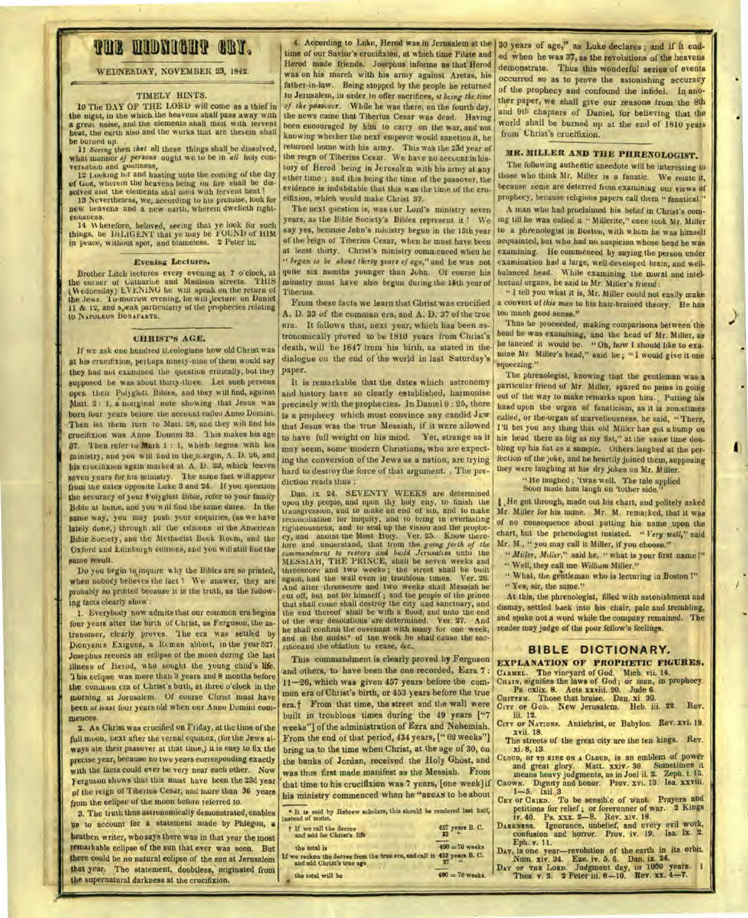# THE MIDNIGHT CRY.

WEDNESDAY, NOVEMBER 23, 1842.

## TIMELY HINTS.

10 The DAY OF THE LORD will come as a thief in the night, in the which the heavens shall pass away with a great noise, and the elements shall melt with fervent heat, the earth also and the works that are therein shall be burned up.

11 *Seeing* then *that* all these things shall be dissolved, what manner *of persons* ought we to be in *all* holy conversation and godliness,

12 Looking for and hasting unto the coming of the day of God, wherein the heavens being on fire shall be dissolved and the elements shall melt with fervent heat?

13 Nevertheless, we, according to his promise, look for new heavens and a new earth, wherein dwelleth righteousness.

14 Wherefore, beloved, seeing that ye look for such things, be DILIGENT that ye may be FOUND of HIM in peace, without spot, and blameless. 2 Peter iii.

### Evening Lectures.

Brother Litch lectures every evening at 7 o'clock, at the corner of Catharine and Madison streets. THIS (Wednesday) EVENING he will speak on the return of the Jews. To-morrow evening, he will lecture on Daniel 11 & 12, and speak particularly of the prophecies relating to NAPOLEON BONAPARTE.

## CHRIST'S AGE.

If we ask one hundred theologians how old Christ was at his crucifixion, perhaps ninety-nine of them would say they had not examined the question critically, but they supposed he was about thirty-three. Let such persons open their Polyglott Bibles, and they will find, against Matt. 2: 1, a marginal note showing that Jesus was born four years before the common era called Anno Domini. Then let them turn to Matt. 28, and they will find his crucifixion was Anno Domini 33. This makes his age 37. Then refer to Mark 1: 1, which begins with his ministry, and you will find in the margin, A. D. 26, and his crucifixion again marked at A. D. 33, which leaves seven years for his ministry. The same fact will appear from the dates opposite Luke 3 and 24. If you question the accuracy of your Polyglott Bible, refer to your family Bible at home, and you will find the same dates. In the same way, you may push your enquiries, (as we have lately done,) through all the editions of the American Bible Society, and the Methodist Book Room, and the Oxford and Edinburgh editions, and you will still find the same result.

Do you begin to inquire why the Bibles are so printed, when nobody believes the fact? We answer, they are probably so printed because it is the truth, as the following facts clearly show:

1. Everybody now admits that our common era begins four years after the birth of Christ, as Ferguson, the astronomer, clearly proves. The era was settled by Dionysius Exiguus, a Roman abbott, in the year 527. Josephus records an eclipse of the moon during the last illness of Herod, who sought the young child's life. This eclipse was more than 3 years and 8 months before the common era of Christ's birth, at three o'clock in the morning at Jerusalem. Of course Christ must have been *at least* four years old when our Anno Domini commences.

2. As Christ was crucified on Friday, at the time of the full moon, next after the vernal equinox, (for the Jews always ate their passover at that time,) it is easy to fix the precise year, because no two years corresponding exactly with the facts could ever be very near each other. Now Ferguson shows that this must have been the 23d year of the reign of Tiberius Cesar, and more than 36 years from the eclipse of the moon before referred to.

3. The truth thus astronomically demonstrated, enables us to account for a statement made by Phlegon, a heathen writer, who says there was in that year the most remarkable eclipse of the sun that ever was seen. But there could be no natural eclipse of the sun at Jerusalem that year. The statement, doubtless, originated from the supernatural darkness at the crucifixion.

4. According to Luke, Herod was in Jerusalem at the time of our Savior's crucifixion, at which time Pilate and Herod made friends. Josephus informs us that Herod was on his march with his army against Aretas, his father-in-law. Being stopped by the people he returned to Jerusalem, in order to offer sacrifices, *it being the time of the passover*. While he was there, on the fourth day, the news came that Tiberius Cesar was dead. Having been encouraged by him to carry on the war, and not knowing whether the next emperor would sanction it, he returned home with his army. This was the 23d year of the reign of Tiberius Cesar. We have no account in history of Herod being in Jerusalem with his army at any other time; and this being the time of the passover, the evidence is indubitable that this was the time of the crucifixion, which would make Christ 37.

The next question is, was our Lord's ministry seven years, as the Bible Society's Bibles represent it? We say yes, because John's ministry begun in the 15th year of the reign of Tiberius Cesar, when he must have been at least thirty. Christ's ministry commenced when he "*began to be about thirty years of age*," and he was not quite six months younger than John. Of course his ministry must have also begun during the 15th year of Tiberius.

From these facts we learn that Christ was crucified A. D. 33 of the common era, and A. D. 37 of the true era. It follows that, next year, which has been astronomically proved to be 1810 years from Christ's death, will be 1847 from his birth, as stated in the dialogue on the end of the world in last Saturday's paper.

It is remarkable that the dates which astronomy and history have so clearly established, harmonise precisely with the prophecies. In Daniel 9: 25, there is a prophecy which must convince any candid Jew that Jesus was the true Messiah, if it were allowed to have full weight on his mind. Yet, strange as it may seem, some modern Christians, who are expecting the conversion of the Jews as a nation, are trying hard to destroy the force of that argument. The prediction reads thus:

Dan. ix 24. SEVENTY WEEKS are determined upon thy people, and upon thy holy city, to finish the transgression, and to make an end of sin, and to make reconciliation for iniquity, and to bring in everlasting righteousness, and to seal up the vision and the prophecy, and anoint the Most Holy. Ver. 25. Know therefore and understand, that from the *going forth of the commandment to restore and build Jerusalem* unto the MESSIAH, THE PRINCE, shall be seven weeks and threescore and two weeks; the street shall be built again, and the wall even in troublous times. Ver. 26. And after threescore and two weeks shall Messiah be cut off, but not for himself; and the people of the prince that shall come shall destroy the city and sanctuary, and the end thereof shall be with a flood, and unto the end of the war desolations are determined. Ver. 27. And he shall confirm the covenant with many for one week, and in the midst* of the week he shall cause the sacrifice and the oblation to cease, &c.

This commandment is clearly proved by Ferguson and others, to have been the one recorded, Ezra 7: 11—26, which was given 457 years before the common era of Christ's birth, or 453 years before the true era.† From that time, the street and the wall were built in troublous times during the 49 years ["7 weeks"] of the administration of Ezra and Nehemiah. From the end of that period, 434 years, ["62 weeks"] bring us to the time when Christ, at the age of 30, on the banks of Jordan, received the Holy Ghost, and was thus first made manifest as the Messiah. From that time to his crucifixion was 7 years, [one week] if his ministry commenced when he "BEGAN to be about 30 years of age," as Luke declares; and if it ended when he was 37, as the revolutions of the heavens demonstrate. Thus this wonderful series of events occurred so as to prove the astonishing accuracy of the prophecy and confound the infidel. In another paper, we shall give our reasons from the 8th and 9th chapters of Daniel, for believing that the world shall be burned up at the end of 1810 years from Christ's crucifixion.

\* It is said by Hebrew scholars, this should be rendered last half, instead of midst.

† If we call the decree and add for Christ's life — 457 years B. C. / 33 "
the total is — 490 = 70 weeks
If we reckon the decree from the true era, and call it — 453 years B. C. and add Christ's true age — 37 "
the total will be — 490 = 70 weeks.

## MR. MILLER AND THE PHRENOLOGIST.

The following authentic anecdote will be interesting to those who think Mr. Miller is a fanatic. We relate it, because some are deterred from examining our views of prophecy, because religious papers call them "fanatical."

A man who had proclaimed his belief in Christ's coming till he was called a "Millerite," once took Mr. Miller to a phrenologist in Boston, with whom he was himself acquainted, but who had no suspicion whose head he was examining. He commenced by saying the person under examination had a large, well-developed brain, and well-balanced head. While examining the moral and intellectual organs, he said to Mr. Miller's friend:

"I tell you what it is, Mr. Miller could not easily make a convert of *this man* to his hair-brained theory. He has too much good sense."

Thus he proceeded, making comparisons between the head he was examining, and the head of Mr. Miller, as he fancied it would be. "Oh, how I should like to examine Mr. Miller's head," said he; "I would give it one squeezing."

The phrenologist, knowing that the gentleman was a particular friend of Mr. Miller, spared no pains in going out of the way to make remarks upon him. Putting his hand upon the organ of fanaticism, as it is sometimes called, or the organ of marvellousness, he said, "There, I'll bet you any thing that old Miller has got a bump on his head there as big as my fist," at the same time doubling up his fist as a sample. Others laughed at the perfection of the joke, and he heartily joined them, supposing they were laughing at his dry jokes on Mr. Miller.

> "He laughed; 'twas well. The tale applied
> Soon made him laugh on 'tother side."

He got through, made out his chart, and politely asked Mr. Miller for his name. Mr. M. remarked, that it was of no consequence about putting his name upon the chart, but the phrenologist insisted. "*Very well*," said Mr. M., "you may call it Miller, if you choose."

"*Miller, Miller*," said he, "what is your first name?"

"Well, they call me *William* Miller."

"What, the gentleman who is lecturing in Boston?"

"Yes, sir, the same."

At this, the phrenologist, filled with astonishment and dismay, settled back into his chair, pale and trembling, and spake not a word while the company remained. The reader may judge of the poor fellow's feelings.

## BIBLE DICTIONARY.

### EXPLANATION OF PROPHETIC FIGURES.

CARMEL. The vineyard of God. Mich. vii. 14.

CHAIN, signifies the laws of God; or man, in prophecy. Ps. cxlix. 8. Acts xxviii. 20. Jude 6.

CHITTEM. Those that bruise. Dan. xi. 30.

CITY OF GOD. New Jerusalem. Heb. iii. 22. Rev. iii. 12.

CITY OF NATIONS. Antichrist, or Babylon. Rev. xvi. 19. xvii. 18.

The streets of the great city are the ten kings. Rev. xi. 8, 13.

CLOUD, OR TO RIDE ON A CLOUD, is an emblem of power and great glory. Matt. xxiv. 30. Sometimes it means heavy judgments, as in Joel ii. 2. Zeph. i. 15.

CROWN. Dignity and honor. Prov. xvi. 13. Isa. xxviii. 1—5. lxii. 3

CRY OR CRIED. To be sensible of want. Prayers and petitions for relief; or forerunner of war. 2 Kings iv. 40. Ps. xxx. 2—8. Rev. xiv. 18.

DARKNESS. Ignorance, unbelief, and every evil work, confusion and horror. Prov. iv. 19. Isa. lx. 2. Eph. v. 11.

DAY, is one year—revolution of the earth in its orbit. Num. xiv. 34. Eze. iv. 5. 6. Dan. ix. 24.

DAY OF THE LORD. Judgment day, or 1000 years. 1 Thes. v. 2. 2 Peter iii. 8—10. Rev. xx. 4—7.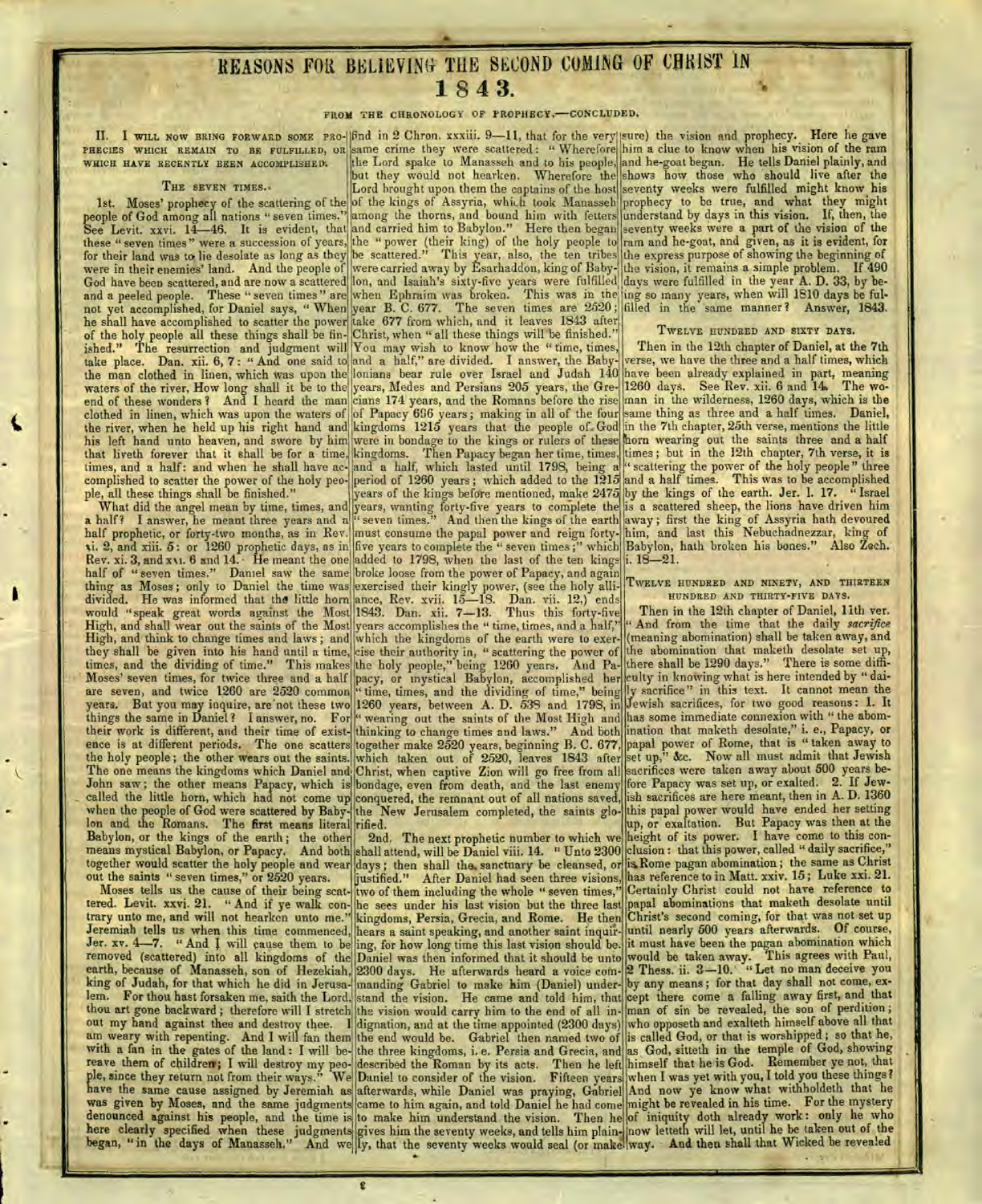# REASONS FOR BELIEVING THE SECOND COMING OF CHRIST IN 1843.

FROM THE CHRONOLOGY OF PROPHECY,—CONCLUDED.

II. I WILL NOW BRING FORWARD SOME PROPHECIES WHICH REMAIN TO BE FULFILLED, OR WHICH HAVE RECENTLY BEEN ACCOMPLISHED.

### THE SEVEN TIMES.

1st. Moses' prophecy of the scattering of the people of God among all nations "seven times." See Levit. xxvi. 14—46. It is evident, that these "seven times" were a succession of years, for their land was to lie desolate as long as they were in their enemies' land. And the people of God have been scattered, and are now a scattered and a peeled people. These "seven times" are not yet accomplished, for Daniel says, "When he shall have accomplished to scatter the power of the holy people all these things shall be finished." The resurrection and judgment will take place. Dan. xii. 6, 7: "And one said to the man clothed in linen, which was upon the waters of the river, How long shall it be to the end of these wonders? And I heard the man clothed in linen, which was upon the waters of the river, when he held up his right hand and his left hand unto heaven, and swore by him that liveth forever that it shall be for a time, times, and a half: and when he shall have accomplished to scatter the power of the holy people, all these things shall be finished."

What did the angel mean by time, times, and a half? I answer, he meant three years and a half prophetic, or forty-two months, as in Rev. xi. 2, and xiii. 5: or 1260 prophetic days, as in Rev. xi. 3, and xii. 6 and 14. He meant the one half of "seven times." Daniel saw the same thing as Moses; only to Daniel the time was divided. He was informed that the little horn would "speak great words against the Most High, and shall wear out the saints of the Most High, and think to change times and laws; and they shall be given into his hand until a time, times, and the dividing of time." This makes Moses' seven times, for twice three and a half are seven, and twice 1260 are 2520 common years. But you may inquire, are not these two things the same in Daniel? I answer, no. For their work is different, and their time of existence is at different periods. The one scatters the holy people; the other wears out the saints. The one means the kingdoms which Daniel and John saw; the other means Papacy, which is called the little horn, which had not come up when the people of God were scattered by Babylon and the Romans. The first means literal Babylon, or the kings of the earth; the other means mystical Babylon, or Papacy. And both together would scatter the holy people and wear out the saints "seven times," or 2520 years.

Moses tells us the cause of their being scattered. Levit. xxvi. 21. "And if ye walk contrary unto me, and will not hearken unto me." Jeremiah tells us when this time commenced, Jer. xv. 4—7. "And I will cause them to be removed (scattered) into all kingdoms of the earth, because of Manasseh, son of Hezekiah, king of Judah, for that which he did in Jerusalem. For thou hast forsaken me, saith the Lord, thou art gone backward; therefore will I stretch out my hand against thee and destroy thee. I am weary with repenting. And I will fan them with a fan in the gates of the land: I will bereave them of children; I will destroy my people, since they return not from their ways." We have the same cause assigned by Jeremiah as was given by Moses, and the same judgments denounced against his people, and the time is here clearly specified when these judgments began, "in the days of Manasseh." And we find in 2 Chron. xxxiii. 9—11, that for the very same crime they were scattered: "Wherefore the Lord spake to Manasseh and to his people, but they would not hearken. Wherefore the Lord brought upon them the captains of the host of the kings of Assyria, which took Manasseh among the thorns, and bound him with fetters and carried him to Babylon." Here then began the "power (their king) of the holy people to be scattered." This year, also, the ten tribes were carried away by Esarhaddon, king of Babylon, and Isaiah's sixty-five years were fulfilled when Ephraim was broken. This was in the year B. C. 677. The seven times are 2520; take 677 from which, and it leaves 1843 after Christ, when "all these things will be finished." You may wish to know how the "time, times, and a half," are divided. I answer, the Babylonians bear rule over Israel and Judah 140 years, Medes and Persians 205 years, the Grecians 174 years, and the Romans before the rise of Papacy 696 years; making in all of the four kingdoms 1215 years that the people of God were in bondage to the kings or rulers of these kingdoms. Then Papacy began her time, times, and a half, which lasted until 1798, being a period of 1260 years; which added to the 1215 years of the kings before mentioned, make 2475 years, wanting forty-five years to complete the "seven times." And then the kings of the earth must consume the papal power and reign forty-five years to complete the "seven times;" which added to 1798, when the last of the ten kings broke loose from the power of Papacy, and again exercised their kingly power, (see the holy alliance, Rev. xvii. 15—18. Dan. vii. 12,) ends 1843. Dan. xii. 7—13. Thus this forty-five years accomplishes the "time, times, and a half," which the kingdoms of the earth were to exercise their authority in, "scattering the power of the holy people," being 1260 years. And Papacy, or mystical Babylon, accomplished her "time, times, and the dividing of time," being 1260 years, between A. D. 538 and 1798, in "wearing out the saints of the Most High and thinking to change times and laws." And both together make 2520 years, beginning B. C. 677, which taken out of 2520, leaves 1843 after Christ, when captive Zion will go free from all bondage, even from death, and the last enemy conquered, the remnant out of all nations saved, the New Jerusalem completed, the saints glorified.

2nd. The next prophetic number to which we shall attend, will be Daniel viii. 14. "Unto 2300 days; then shall the sanctuary be cleansed, or justified." After Daniel had seen three visions, two of them including the whole "seven times," he sees under his last vision but the three last kingdoms, Persia, Grecia, and Rome. He then hears a saint speaking, and another saint inquiring, for how long time this last vision should be. Daniel was then informed that it should be unto 2300 days. He afterwards heard a voice commanding Gabriel to make him (Daniel) understand the vision. He came and told him, that the vision would carry him to the end of all indignation, and at the time appointed (2300 days) the end would be. Gabriel then named two of the three kingdoms, i. e. Persia and Grecia, and described the Roman by its acts. Then he left Daniel to consider of the vision. Fifteen years afterwards, while Daniel was praying, Gabriel came to him again, and told Daniel he had come to make him understand the vision. Then he gives him the seventy weeks, and tells him plainly, that the seventy weeks would seal (or make sure) the vision and prophecy. Here he gave him a clue to know when his vision of the ram and he-goat began. He tells Daniel plainly, and shows how those who should live after the seventy weeks were fulfilled might know his prophecy to be true, and what they might understand by days in this vision. If, then, the seventy weeks were a part of the vision of the ram and he-goat, and given, as it is evident, for the express purpose of showing the beginning of the vision, it remains a simple problem. If 490 days were fulfilled in the year A. D. 33, by being so many years, when will 1810 days be fulfilled in the same manner? Answer, 1843.

### TWELVE HUNDRED AND SIXTY DAYS.

Then in the 12th chapter of Daniel, at the 7th verse, we have the three and a half times, which have been already explained in part, meaning 1260 days. See Rev. xii. 6 and 14. The woman in the wilderness, 1260 days, which is the same thing as three and a half times. Daniel, in the 7th chapter, 25th verse, mentions the little horn wearing out the saints three and a half times; but in the 12th chapter, 7th verse, it is "scattering the power of the holy people" three and a half times. This was to be accomplished by the kings of the earth. Jer. l. 17. "Israel is a scattered sheep, the lions have driven him away; first the king of Assyria hath devoured him, and last this Nebuchadnezzar, king of Babylon, hath broken his bones." Also Zech. i. 18—21.

### TWELVE HUNDRED AND NINETY, AND THIRTEEN HUNDRED AND THIRTY-FIVE DAYS.

Then in the 12th chapter of Daniel, 11th ver. "And from the time that the daily *sacrifice* (meaning abomination) shall be taken away, and the abomination that maketh desolate set up, there shall be 1290 days." There is some difficulty in knowing what is here intended by "daily sacrifice" in this text. It cannot mean the Jewish sacrifices, for two good reasons: 1. It has some immediate connexion with "the abomination that maketh desolate," i. e., Papacy, or papal power of Rome, that is "taken away to set up," &c. Now all must admit that Jewish sacrifices were taken away about 500 years before Papacy was set up, or exalted. 2. If Jewish sacrifices are here meant, then in A. D. 1360 this papal power would have ended her setting up, or exaltation. But Papacy was then at the height of its power. I have come to this conclusion: that this power, called "daily sacrifice," is Rome pagan abomination; the same as Christ has reference to in Matt. xxiv. 15; Luke xxi. 21. Certainly Christ could not have reference to papal abominations that maketh desolate until Christ's second coming, for that was not set up until nearly 500 years afterwards. Of course, it must have been the pagan abomination which would be taken away. This agrees with Paul, 2 Thess. ii. 3—10. "Let no man deceive you by any means; for that day shall not come, except there come a falling away first, and that man of sin be revealed, the son of perdition; who opposeth and exalteth himself above all that is called God, or that is worshipped; so that he, as God, sitteth in the temple of God, showing himself that he is God. Remember ye not, that when I was yet with you, I told you these things? And now ye know what withholdeth that he might be revealed in his time. For the mystery of iniquity doth already work: only he who now letteth will let, until he be taken out of the way. And then shall that Wicked be revealed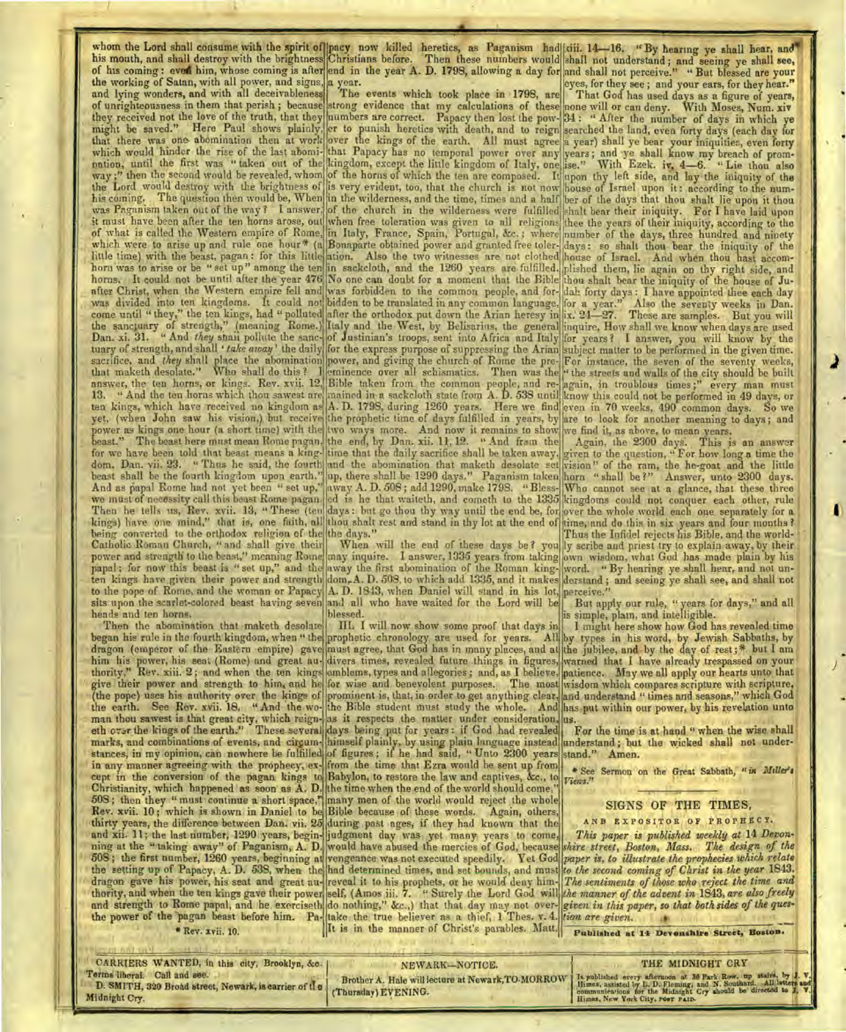whom the Lord shall consume with the spirit of his mouth, and shall destroy with the brightness of his coming: even him, whose coming is after the working of Satan, with all power, and signs, and lying wonders, and with all deceivableness of unrighteousness in them that perish; because they received not the love of the truth, that they might be saved." Here Paul shows plainly that there was one abomination then at work which would hinder the rise of the last abomination, until the first was "taken out of the way;" then the second would be revealed, whom the Lord would destroy with the brightness of his coming. The question then would be, When was Paganism taken out of the way? I answer, it must have been after the ten horns arose, out of what is called the Western empire of Rome, which were to arise up and rule one hour* (a little time) with the beast, pagan: for this little horn was to arise or be "set up" among the ten horns. It could not be until after the year 476 after Christ, when the Western empire fell and was divided into ten kingdoms. It could not come until "they," the ten kings, had "polluted the sanctuary of strength," (meaning Rome.) Dan. xi. 31. "And *they* shall pollute the sanctuary of strength, and shall '*take away*' the daily sacrifice, and *they* shall place the abomination that maketh desolate." Who shall do this? I answer, the ten horns, or kings. Rev. xvii. 12, 13. "And the ten horns which thou sawest are ten kings, which have received no kingdom as yet, (when John saw his vision,) but receive power as kings one hour (a short time) with the beast." The beast here must mean Rome pagan, for we have been told that beast means a kingdom. Dan. vii. 23. "Thus he said, the fourth beast shall be the fourth kingdom upon earth." And as papal Rome had not yet been "set up," we must of necessity call this beast Rome pagan. Then he tells us, Rev. xvii. 13, "These (ten kings) have one mind," that is, one faith, all being converted to the orthodox religion of the Catholic Roman Church, "and shall give their power and strength to the beast," meaning Rome papal; for now this beast is "set up," and the ten kings have given their power and strength to the pope of Rome, and the woman or Papacy sits upon the scarlet-colored beast having seven heads and ten horns.

Then the abomination that maketh desolate began his rule in the fourth kingdom, when "the dragon (emperor of the Eastern empire) gave him his power, his seat (Rome) and great authority," Rev. xiii. 2; and when the ten kings give their power and strength to him, and he (the pope) uses his authority over the kings of the earth. See Rev. xvii. 18. "And the woman thou sawest is that great city, which reigneth over the kings of the earth." These several marks, and combinations of events, and circumstances, in my opinion, can nowhere be fulfilled in any manner agreeing with the prophecy, except in the conversion of the pagan kings to Christianity, which happened as soon as A. D. 508; then they "must continue a short space," Rev. xvii. 10; which is shown in Daniel to be thirty years, the difference between Dan. vii. 25 and xii. 11; the last number, 1290 years, beginning at the "taking away" of Paganism, A. D. 508; the first number, 1260 years, beginning at the setting up of Papacy, A. D. 538, when the dragon gave his power, his seat and great authority, and when the ten kings gave their power and strength to Rome papal, and he exerciseth the power of the pagan beast before him. Papacy now killed heretics, as Paganism had Christians before. Then these numbers would end in the year A. D. 1798, allowing a day for a year.

\* Rev. xvii. 10.

The events which took place in 1798, are strong evidence that my calculations of these numbers are correct. Papacy then lost the power to punish heretics with death, and to reign over the kings of the earth. All must agree that Papacy has no temporal power over any kingdom, except the little kingdom of Italy, one of the horns of which the ten are composed. It is very evident, too, that the church is not now in the wilderness, and the time, times and a half of the church in the wilderness were fulfilled when free toleration was given to all religions in Italy, France, Spain, Portugal, &c.; where Bonaparte obtained power and granted free toleration. Also the two witnesses are not clothed in sackcloth, and the 1260 years are fulfilled. No one can doubt for a moment that the Bible was forbidden to the common people, and forbidden to be translated in any common language, after the orthodox put down the Arian heresy in Italy and the West, by Belisarius, the general of Justinian's troops, sent into Africa and Italy for the express purpose of suppressing the Arian power, and giving the church of Rome the preeminence over all schismatics. Then was the Bible taken from the common people, and remained in a sackcloth state from A. D. 538 until A. D. 1798, during 1260 years. Here we find the prophetic time of days fulfilled in years, by two ways more. And now it remains to show the end, by Dan. xii. 11, 12. "And from the time that the daily sacrifice shall be taken away, and the abomination that maketh desolate set up, there shall be 1290 days." Paganism taken away A. D. 508; add 1290, make 1798. "Blessed is he that waiteth, and cometh to the 1335 days: but go thou thy way until the end be, for thou shalt rest and stand in thy lot at the end of the days."

When will the end of these days be? you may inquire. I answer, 1335 years from taking away the first abomination of the Roman kingdom, A. D. 508, to which add 1335, and it makes A. D. 1843, when Daniel will stand in his lot, and all who have waited for the Lord will be blessed.

III. I will now show some proof that days in prophetic chronology are used for years. All must agree, that God has in many places, and at divers times, revealed future things in figures, emblems, types and allegories; and, as I believe, for wise and benevolent purposes. The most prominent is, that, in order to get anything clear, the Bible student must study the whole. And as it respects the matter under consideration, days being put for years: if God had revealed himself plainly, by using plain language instead of figures; if he had said, "Unto 2300 years from the time that Ezra would be sent up from Babylon, to restore the law and captives, &c., to the time when the end of the world should come," many men of the world would reject the whole Bible because of these words. Again, others, during past ages, if they had known that the judgment day was yet many years to come, would have abused the mercies of God, because vengeance was not executed speedily. Yet God had determined times, and set bounds, and must reveal it to his prophets, or he would deny himself, (Amos iii. 7. "Surely the Lord God will do nothing," &c.) that that day may not overtake the true believer as a thief, 1 Thes. v. 4. It is in the manner of Christ's parables. Matt. xiii. 14—16. "By hearing ye shall hear, and shall not understand; and seeing ye shall see, and shall not perceive." "But blessed are your eyes, for they see; and your ears, for they hear."

That God has used days as a figure of years, none will or can deny. With Moses, Num. xiv 34: "After the number of days in which ye searched the land, even forty days (each day for a year) shall ye bear your iniquities, even forty years; and ye shall know my breach of promise." With Ezek. iv, 4—6. "Lie thou also upon thy left side, and lay the iniquity of the house of Israel upon it: according to the number of the days that thou shalt lie upon it thou shalt bear their iniquity. For I have laid upon thee the years of their iniquity, according to the number of the days, three hundred and ninety days: so shalt thou bear the iniquity of the house of Israel. And when thou hast accomplished them, lie again on thy right side, and thou shalt bear the iniquity of the house of Judah forty days: I have appointed thee each day for a year." Also the seventy weeks in Dan. ix. 24—27. These are samples. But you will inquire, How shall we know when days are used for years? I answer, you will know by the subject matter to be performed in the given time. For instance, the seven of the seventy weeks, "the streets and walls of the city should be built again, in troublous times;" every man must know this could not be performed in 49 days, or even in 70 weeks, 490 common days. So we are to look for another meaning to days; and we find it, as above, to mean years.

Again, the 2300 days. This is an answer given to the question, "For how long a time the vision" of the ram, the he-goat and the little horn "shall be?" Answer, unto 2300 days. Who cannot see at a glance, that these three kingdoms could not conquer each other, rule over the whole world each one separately for a time, and do this in six years and four months? Thus the Infidel rejects his Bible, and the worldly scribe and priest try to explain away, by their own wisdom, what God has made plain by his word. "By hearing ye shall hear, and not understand; and seeing ye shall see, and shall not perceive."

But apply our rule, "years for days," and all is simple, plain, and intelligible.

I might here show how God has revealed time by types in his word, by Jewish Sabbaths, by the jubilee, and by the day of rest;* but I am warned that I have already trespassed on your patience. May we all apply our hearts unto that wisdom which compares scripture with scripture, and understand "times and seasons," which God has put within our power, by his revelation unto us.

For the time is at hand "when the wise shall understand; but the wicked shall not understand." Amen.

\* See Sermon on the Great Sabbath, "*in Miller's Views.*"

## SIGNS OF THE TIMES,

### AND EXPOSITOR OF PROPHECY.

*This paper is published weekly at 14 Devonshire street, Boston, Mass. The design of the paper is, to illustrate the prophecies which relate to the second coming of Christ in the year 1843. The sentiments of those who reject the time and the manner of the advent in 1843, are also freely given in this paper, so that both sides of the question are given.*

**Published at 14 Devonshire Street, Boston.**

CARRIERS WANTED, in this city, Brooklyn, &c. Terms liberal. Call and see.

D. SMITH, 320 Broad street, Newark, is carrier of the Midnight Cry.

NEWARK—NOTICE.

Brother A. Hale will lecture at Newark, TO-MORROW (Thursday) EVENING.

THE MIDNIGHT CRY

Is published every afternoon at 30 Park Row, up stairs, by J. V. Himes, assisted by L. D. Fleming, and N. Southard. All letters and communications for the Midnight Cry should be directed to J. V. Himes, New York City. POST PAID.